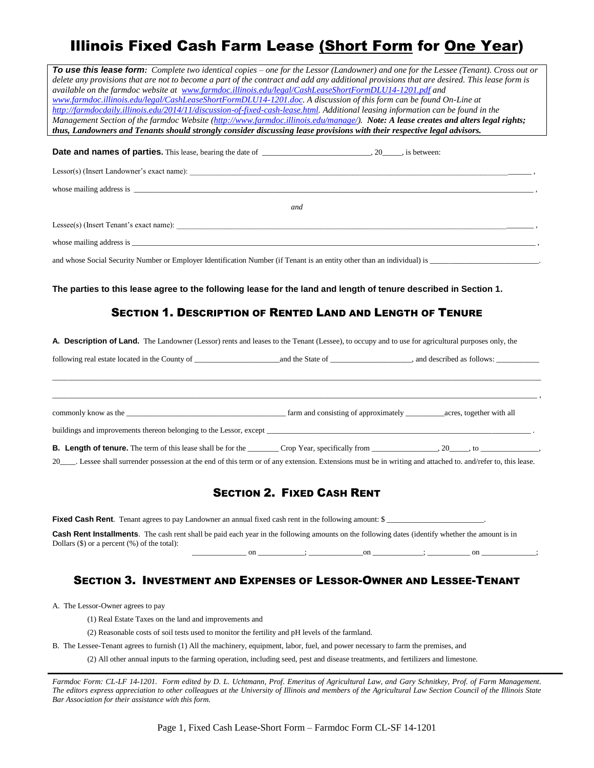# Illinois Fixed Cash Farm Lease (Short Form for One Year)

***To use this lease form:*** *Complete two identical copies – one for the Lessor (Landowner) and one for the Lessee (Tenant). Cross out or delete any provisions that are not to become a part of the contract and add any additional provisions that are desired. This lease form is available on the farmdoc website at www.farmdoc.illinois.edu/legal/CashLeaseShortFormDLU14-1201.pdf and www.farmdoc.illinois.edu/legal/CashLeaseShortFormDLU14-1201.doc. A discussion of this form can be found On-Line at http://farmdocdaily.illinois.edu/2014/11/discussion-of-fixed-cash-lease.html. Additional leasing information can be found in the Management Section of the farmdoc Website (http://www.farmdoc.illinois.edu/manage/).* ***Note: A lease creates and alters legal rights; thus, Landowners and Tenants should strongly consider discussing lease provisions with their respective legal advisors.***

**Date and names of parties.** This lease, bearing the date of __________________________, 20_____, is between:

Lessor(s) (Insert Landowner's exact name): ________________________________________________________________ ,

whose mailing address is ________________________________________________________________________________ ,

*and*

Lessee(s) (Insert Tenant's exact name): ________________________________________________________________ ,

whose mailing address is ________________________________________________________________________________ ,

and whose Social Security Number or Employer Identification Number (if Tenant is an entity other than an individual) is ___________________________.

**The parties to this lease agree to the following lease for the land and length of tenure described in Section 1.**

## Section 1. Description of Rented Land and Length of Tenure

**A. Description of Land.** The Landowner (Lessor) rents and leases to the Tenant (Lessee), to occupy and to use for agricultural purposes only, the following real estate located in the County of _____________________and the State of ____________________, and described as follows: ___________

________________________________________________________________________________________________________

________________________________________________________________________________________________________ ,

commonly know as the ________________________________________ farm and consisting of approximately __________acres, together with all buildings and improvements thereon belonging to the Lessor, except _______________________________________________________________ .

**B. Length of tenure.** The term of this lease shall be for the ________ Crop Year, specifically from ________________, 20_____, to ______________, 20____. Lessee shall surrender possession at the end of this term or of any extension. Extensions must be in writing and attached to. and/refer to, this lease.

## Section 2. Fixed Cash Rent

**Fixed Cash Rent**. Tenant agrees to pay Landowner an annual fixed cash rent in the following amount: $ ________________________.

**Cash Rent Installments**. The cash rent shall be paid each year in the following amounts on the following dates (identify whether the amount is in Dollars ($) or a percent (%) of the total):

_____________ on ___________; _____________on ____________; __________ on _____________;

## Section 3. Investment and Expenses of Lessor-Owner and Lessee-Tenant

A. The Lessor-Owner agrees to pay

(1) Real Estate Taxes on the land and improvements and

(2) Reasonable costs of soil tests used to monitor the fertility and pH levels of the farmland.

B. The Lessee-Tenant agrees to furnish (1) All the machinery, equipment, labor, fuel, and power necessary to farm the premises, and

(2) All other annual inputs to the farming operation, including seed, pest and disease treatments, and fertilizers and limestone.

*Farmdoc Form: CL-LF 14-1201. Form edited by D. L. Uchtmann, Prof. Emeritus of Agricultural Law, and Gary Schnitkey, Prof. of Farm Management. The editors express appreciation to other colleagues at the University of Illinois and members of the Agricultural Law Section Council of the Illinois State Bar Association for their assistance with this form.*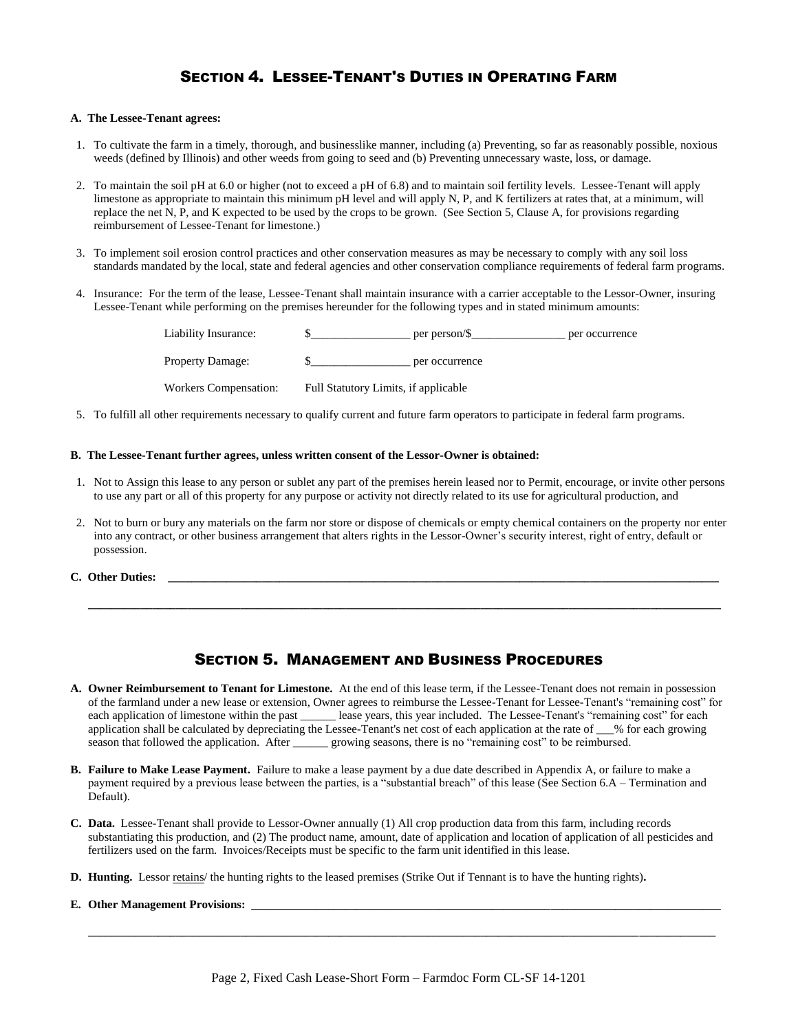## Section 4. Lessee-Tenant's Duties in Operating Farm

**A. The Lessee-Tenant agrees:**

1. To cultivate the farm in a timely, thorough, and businesslike manner, including (a) Preventing, so far as reasonably possible, noxious weeds (defined by Illinois) and other weeds from going to seed and (b) Preventing unnecessary waste, loss, or damage.

2. To maintain the soil pH at 6.0 or higher (not to exceed a pH of 6.8) and to maintain soil fertility levels. Lessee-Tenant will apply limestone as appropriate to maintain this minimum pH level and will apply N, P, and K fertilizers at rates that, at a minimum, will replace the net N, P, and K expected to be used by the crops to be grown. (See Section 5, Clause A, for provisions regarding reimbursement of Lessee-Tenant for limestone.)

3. To implement soil erosion control practices and other conservation measures as may be necessary to comply with any soil loss standards mandated by the local, state and federal agencies and other conservation compliance requirements of federal farm programs.

4. Insurance: For the term of the lease, Lessee-Tenant shall maintain insurance with a carrier acceptable to the Lessor-Owner, insuring Lessee-Tenant while performing on the premises hereunder for the following types and in stated minimum amounts:

   Liability Insurance: $_________________ per person/$________________ per occurrence

   Property Damage: $_________________ per occurrence

   Workers Compensation: Full Statutory Limits, if applicable

5. To fulfill all other requirements necessary to qualify current and future farm operators to participate in federal farm programs.

**B. The Lessee-Tenant further agrees, unless written consent of the Lessor-Owner is obtained:**

1. Not to Assign this lease to any person or sublet any part of the premises herein leased nor to Permit, encourage, or invite other persons to use any part or all of this property for any purpose or activity not directly related to its use for agricultural production, and

2. Not to burn or bury any materials on the farm nor store or dispose of chemicals or empty chemical containers on the property nor enter into any contract, or other business arrangement that alters rights in the Lessor-Owner's security interest, right of entry, default or possession.

**C. Other Duties:** ____________________________________________________________________________________________

____________________________________________________________________________________________

## Section 5. Management and Business Procedures

**A. Owner Reimbursement to Tenant for Limestone.** At the end of this lease term, if the Lessee-Tenant does not remain in possession of the farmland under a new lease or extension, Owner agrees to reimburse the Lessee-Tenant for Lessee-Tenant's "remaining cost" for each application of limestone within the past ______ lease years, this year included. The Lessee-Tenant's "remaining cost" for each application shall be calculated by depreciating the Lessee-Tenant's net cost of each application at the rate of ___% for each growing season that followed the application. After ______ growing seasons, there is no "remaining cost" to be reimbursed.

**B. Failure to Make Lease Payment.** Failure to make a lease payment by a due date described in Appendix A, or failure to make a payment required by a previous lease between the parties, is a "substantial breach" of this lease (See Section 6.A – Termination and Default).

**C. Data.** Lessee-Tenant shall provide to Lessor-Owner annually (1) All crop production data from this farm, including records substantiating this production, and (2) The product name, amount, date of application and location of application of all pesticides and fertilizers used on the farm. Invoices/Receipts must be specific to the farm unit identified in this lease.

**D. Hunting.** Lessor retains/ the hunting rights to the leased premises (Strike Out if Tennant is to have the hunting rights)**.**

**E. Other Management Provisions:** ____________________________________________________________________________

____________________________________________________________________________________________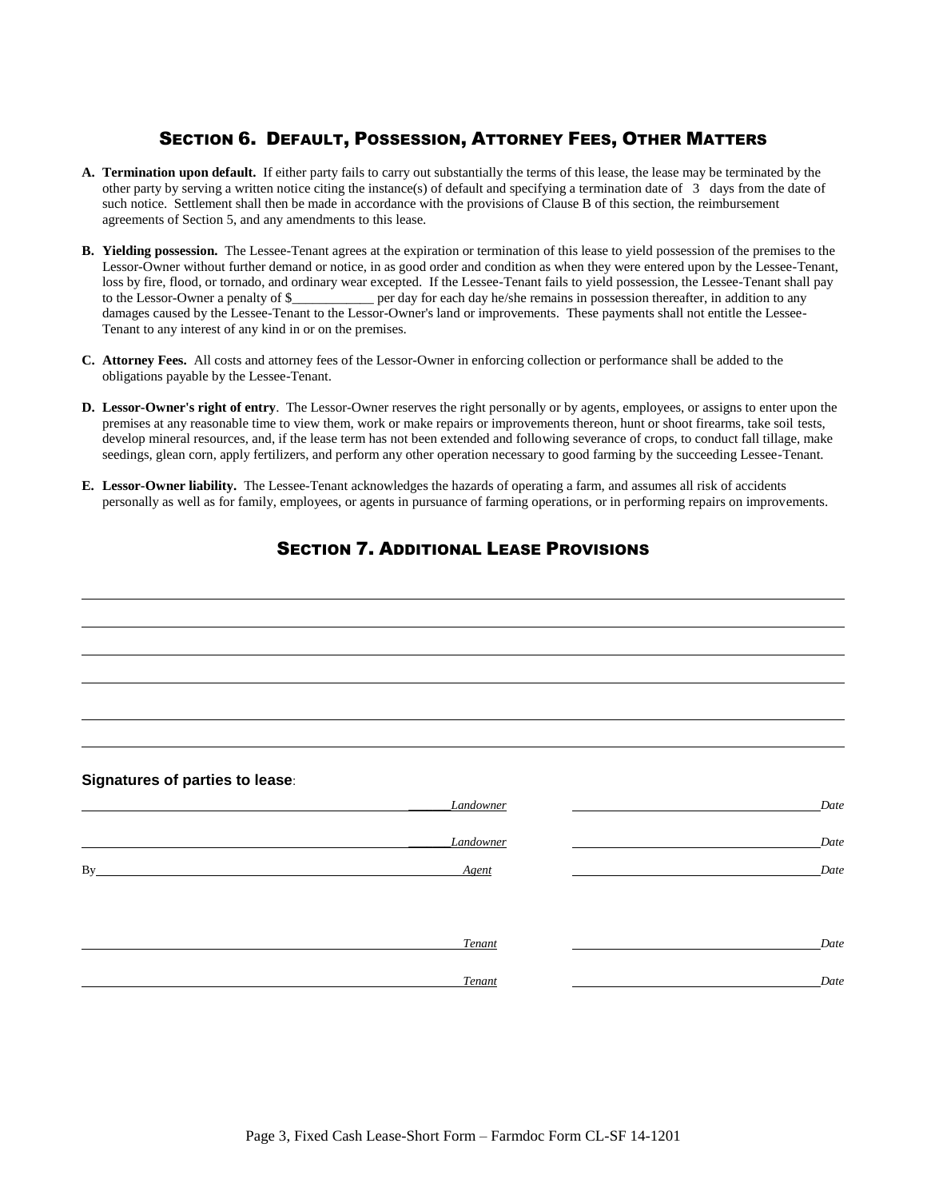## Section 6. Default, Possession, Attorney Fees, Other Matters

**A. Termination upon default.** If either party fails to carry out substantially the terms of this lease, the lease may be terminated by the other party by serving a written notice citing the instance(s) of default and specifying a termination date of 3 days from the date of such notice. Settlement shall then be made in accordance with the provisions of Clause B of this section, the reimbursement agreements of Section 5, and any amendments to this lease.

**B. Yielding possession.** The Lessee-Tenant agrees at the expiration or termination of this lease to yield possession of the premises to the Lessor-Owner without further demand or notice, in as good order and condition as when they were entered upon by the Lessee-Tenant, loss by fire, flood, or tornado, and ordinary wear excepted. If the Lessee-Tenant fails to yield possession, the Lessee-Tenant shall pay to the Lessor-Owner a penalty of $____________ per day for each day he/she remains in possession thereafter, in addition to any damages caused by the Lessee-Tenant to the Lessor-Owner's land or improvements. These payments shall not entitle the Lessee-Tenant to any interest of any kind in or on the premises.

**C. Attorney Fees.** All costs and attorney fees of the Lessor-Owner in enforcing collection or performance shall be added to the obligations payable by the Lessee-Tenant.

**D. Lessor-Owner's right of entry**. The Lessor-Owner reserves the right personally or by agents, employees, or assigns to enter upon the premises at any reasonable time to view them, work or make repairs or improvements thereon, hunt or shoot firearms, take soil tests, develop mineral resources, and, if the lease term has not been extended and following severance of crops, to conduct fall tillage, make seedings, glean corn, apply fertilizers, and perform any other operation necessary to good farming by the succeeding Lessee-Tenant.

**E. Lessor-Owner liability.** The Lessee-Tenant acknowledges the hazards of operating a farm, and assumes all risk of accidents personally as well as for family, employees, or agents in pursuance of farming operations, or in performing repairs on improvements.

## Section 7. Additional Lease Provisions

______________________________________________________________________

______________________________________________________________________

______________________________________________________________________

______________________________________________________________________

______________________________________________________________________

______________________________________________________________________

**Signatures of parties to lease**:

______________________________________ *Landowner* ______________________ *Date*

______________________________________ *Landowner* ______________________ *Date*

By ____________________________________ *Agent* ______________________ *Date*

______________________________________ *Tenant* ______________________ *Date*

______________________________________ *Tenant* ______________________ *Date*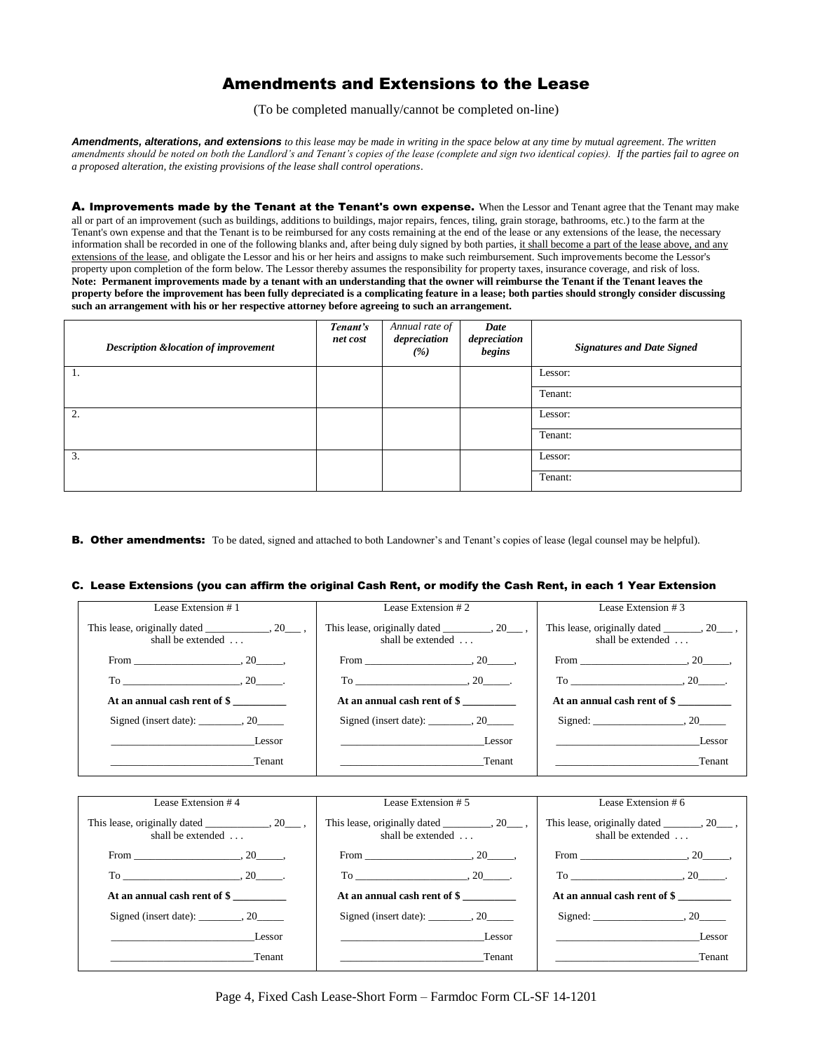# Amendments and Extensions to the Lease

(To be completed manually/cannot be completed on-line)

***Amendments, alterations, and extensions*** *to this lease may be made in writing in the space below at any time by mutual agreement. The written amendments should be noted on both the Landlord's and Tenant's copies of the lease (complete and sign two identical copies). If the parties fail to agree on a proposed alteration, the existing provisions of the lease shall control operations.*

**A. Improvements made by the Tenant at the Tenant's own expense.** When the Lessor and Tenant agree that the Tenant may make all or part of an improvement (such as buildings, additions to buildings, major repairs, fences, tiling, grain storage, bathrooms, etc.) to the farm at the Tenant's own expense and that the Tenant is to be reimbursed for any costs remaining at the end of the lease or any extensions of the lease, the necessary information shall be recorded in one of the following blanks and, after being duly signed by both parties, it shall become a part of the lease above, and any extensions of the lease, and obligate the Lessor and his or her heirs and assigns to make such reimbursement. Such improvements become the Lessor's property upon completion of the form below. The Lessor thereby assumes the responsibility for property taxes, insurance coverage, and risk of loss. **Note: Permanent improvements made by a tenant with an understanding that the owner will reimburse the Tenant if the Tenant leaves the property before the improvement has been fully depreciated is a complicating feature in a lease; both parties should strongly consider discussing such an arrangement with his or her respective attorney before agreeing to such an arrangement.**

| *Description &location of improvement* | *Tenant's net cost* | *Annual rate of depreciation (%)* | *Date depreciation begins* | *Signatures and Date Signed* |
|---|---|---|---|---|
| 1. | | | | Lessor: |
| | | | | Tenant: |
| 2. | | | | Lessor: |
| | | | | Tenant: |
| 3. | | | | Lessor: |
| | | | | Tenant: |

**B. Other amendments:** To be dated, signed and attached to both Landowner's and Tenant's copies of lease (legal counsel may be helpful).

**C. Lease Extensions (you can affirm the original Cash Rent, or modify the Cash Rent, in each 1 Year Extension**

| Lease Extension # 1 | Lease Extension # 2 | Lease Extension # 3 |
|---|---|---|
| This lease, originally dated ____________, 20___ , shall be extended . . . | This lease, originally dated _________, 20___ , shall be extended . . . | This lease, originally dated _______, 20___ , shall be extended . . . |
| From ___________________, 20_____, | From ____________________, 20_____, | From ____________________, 20_____, |
| To _____________________, 20_____. | To _____________________, 20_____. | To _____________________, 20_____. |
| **At an annual cash rent of $ __________** | **At an annual cash rent of $ __________** | **At an annual cash rent of $ __________** |
| Signed (insert date): ________, 20_____ | Signed (insert date): ________, 20_____ | Signed: _________________, 20_____ |
| ___________________________Lessor | ___________________________Lessor | ___________________________Lessor |
| ___________________________Tenant | ___________________________Tenant | ___________________________Tenant |

| Lease Extension # 4 | Lease Extension # 5 | Lease Extension # 6 |
|---|---|---|
| This lease, originally dated ____________, 20___ , shall be extended . . . | This lease, originally dated _________, 20___ , shall be extended . . . | This lease, originally dated _______, 20___ , shall be extended . . . |
| From ___________________, 20_____, | From ____________________, 20_____, | From ____________________, 20_____, |
| To _____________________, 20_____. | To _____________________, 20_____. | To _____________________, 20_____. |
| **At an annual cash rent of $ __________** | **At an annual cash rent of $ __________** | **At an annual cash rent of $ __________** |
| Signed (insert date): ________, 20_____ | Signed (insert date): ________, 20_____ | Signed: _________________, 20_____ |
| ___________________________Lessor | ___________________________Lessor | ___________________________Lessor |
| ___________________________Tenant | ___________________________Tenant | ___________________________Tenant |

Page 4, Fixed Cash Lease-Short Form – Farmdoc Form CL-SF 14-1201